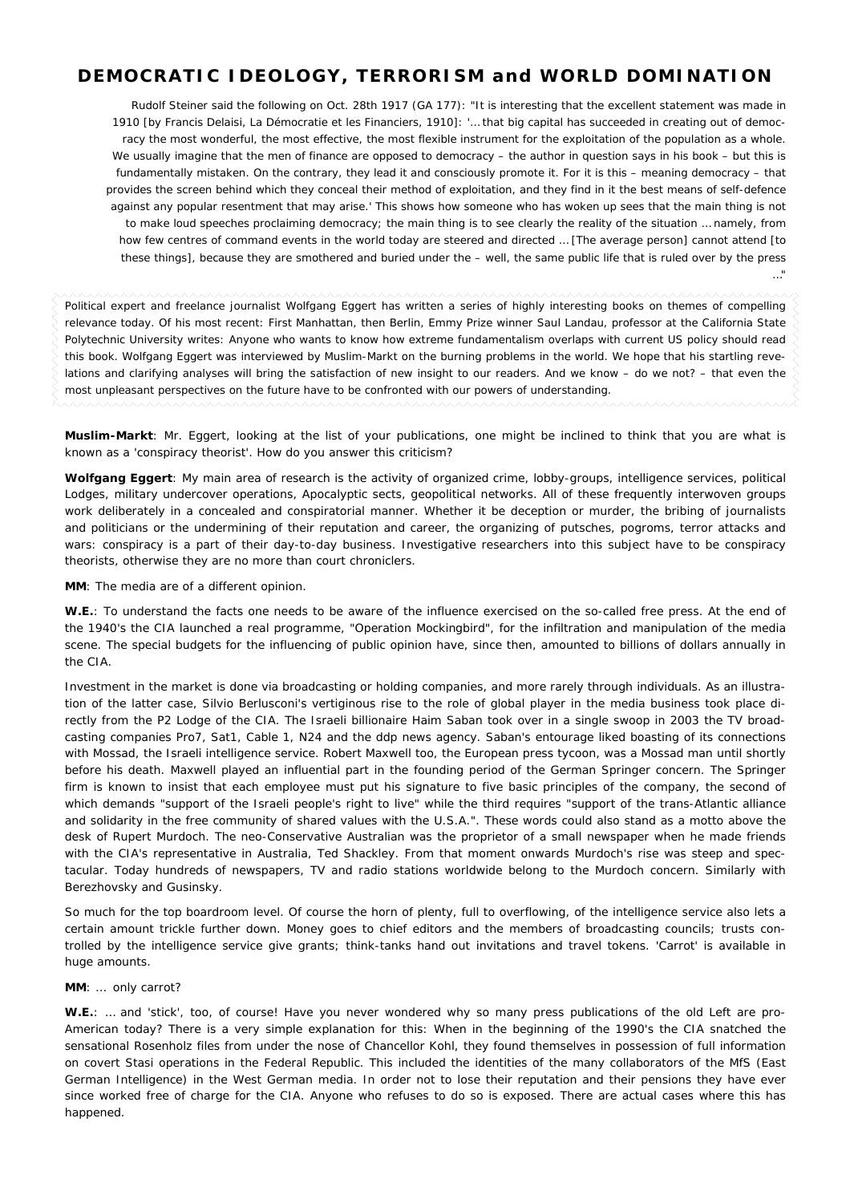# DEMOCRATIC IDEOLOGY, TERRORISM and WORLD DOMINATION

Rudolf Steiner said the following on Oct. 28th 1917 (GA 177): "It is interesting that the excellent statement was made in 1910 [by Francis Delaisi, La Démocratie et les Financiers, 1910]: '... that big capital has succeeded in creating out of democracy the most wonderful, the most effective, the most flexible instrument for the exploitation of the population as a whole. We usually imagine that the men of finance are opposed to democracy – the author in question says in his book – but this is fundamentally mistaken. On the contrary, they lead it and consciously promote it. For it is this – meaning democracy – that provides the screen behind which they conceal their method of exploitation, and they find in it the best means of self-defence against any popular resentment that may arise.' This shows how someone who has woken up sees that the main thing is not to make loud speeches proclaiming democracy; the main thing is to see clearly the reality of the situation ... namely, from how few centres of command events in the world today are steered and directed ... [The average person] cannot attend [to these things], because they are smothered and buried under the – well, the same public life that is ruled over by the press ..."

*Political expert and freelance journalist Wolfgang Eggert has written a series of highly interesting books on themes of compelling relevance today. Of his most recent: First Manhattan, then Berlin, Emmy Prize winner Saul Landau, professor at the California State Polytechnic University writes: Anyone who wants to know how extreme fundamentalism overlaps with current US policy should read this book. Wolfgang Eggert was interviewed by Muslim-Markt on the burning problems in the world. We hope that his startling revelations and clarifying analyses will bring the satisfaction of new insight to our readers. And we know – do we not? – that even the most unpleasant perspectives on the future have to be confronted with our powers of understanding.*

**Muslim-Markt**: Mr. Eggert, looking at the list of your publications, one might be inclined to think that you are what is known as a 'conspiracy theorist'. How do you answer this criticism?

**Wolfgang Eggert**: My main area of research is the activity of organized crime, lobby-groups, intelligence services, political Lodges, military undercover operations, Apocalyptic sects, geopolitical networks. All of these frequently interwoven groups work deliberately in a concealed and conspiratorial manner. Whether it be deception or murder, the bribing of journalists and politicians or the undermining of their reputation and career, the organizing of putsches, pogroms, terror attacks and wars: conspiracy is a part of their day-to-day business. Investigative researchers into this subject have to be conspiracy theorists, otherwise they are no more than court chroniclers.

**MM**: The media are of a different opinion.

**W.E.**: To understand the facts one needs to be aware of the influence exercised on the so-called free press. At the end of the 1940's the CIA launched a real programme, "Operation Mockingbird", for the infiltration and manipulation of the media scene. The special budgets for the influencing of public opinion have, since then, amounted to billions of dollars annually in the CIA.

Investment in the market is done via broadcasting or holding companies, and more rarely through individuals. As an illustration of the latter case, Silvio Berlusconi's vertiginous rise to the role of global player in the media business took place directly from the P2 Lodge of the CIA. The Israeli billionaire Haim Saban took over in a single swoop in 2003 the TV broadcasting companies Pro7, Sat1, Cable 1, N24 and the ddp news agency. Saban's entourage liked boasting of its connections with Mossad, the Israeli intelligence service. Robert Maxwell too, the European press tycoon, was a Mossad man until shortly before his death. Maxwell played an influential part in the founding period of the German Springer concern. The Springer firm is known to insist that each employee must put his signature to five basic principles of the company, the second of which demands "support of the Israeli people's right to live" while the third requires "support of the trans-Atlantic alliance and solidarity in the free community of shared values with the U.S.A.". These words could also stand as a motto above the desk of Rupert Murdoch. The neo-Conservative Australian was the proprietor of a small newspaper when he made friends with the CIA's representative in Australia, Ted Shackley. From that moment onwards Murdoch's rise was steep and spectacular. Today hundreds of newspapers, TV and radio stations worldwide belong to the Murdoch concern. Similarly with Berezhovsky and Gusinsky.

So much for the top boardroom level. Of course the horn of plenty, full to overflowing, of the intelligence service also lets a certain amount trickle further down. Money goes to chief editors and the members of broadcasting councils; trusts controlled by the intelligence service give grants; think-tanks hand out invitations and travel tokens. 'Carrot' is available in huge amounts.

**MM**: ... only carrot?

**W.E.**: ... and 'stick', too, of course! Have you never wondered why so many press publications of the old Left are pro-American today? There is a very simple explanation for this: When in the beginning of the 1990's the CIA snatched the sensational Rosenholz files from under the nose of Chancellor Kohl, they found themselves in possession of full information on covert Stasi operations in the Federal Republic. This included the identities of the many collaborators of the MfS (East German Intelligence) in the West German media. In order not to lose their reputation and their pensions they have ever since worked free of charge for the CIA. Anyone who refuses to do so is exposed. There are actual cases where this has happened.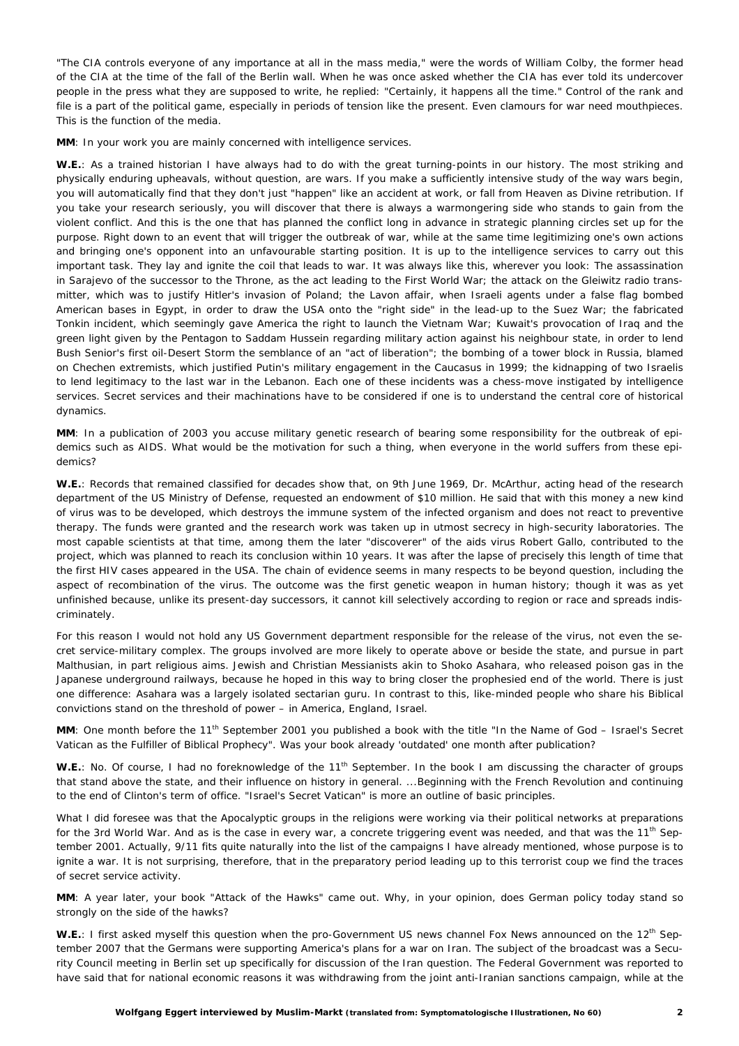"The CIA controls everyone of any importance at all in the mass media," were the words of William Colby, the former head of the CIA at the time of the fall of the Berlin wall. When he was once asked whether the CIA has ever told its undercover people in the press what they are supposed to write, he replied: "Certainly, it happens all the time." Control of the rank and file is a part of the political game, especially in periods of tension like the present. Even clamours for war need mouthpieces. This is the function of the media.

**MM**: In your work you are mainly concerned with intelligence services.

**W.E.**: As a trained historian I have always had to do with the great turning-points in our history. The most striking and physically enduring upheavals, without question, are wars. If you make a sufficiently intensive study of the way wars begin, you will automatically find that they don't just "happen" like an accident at work, or fall from Heaven as Divine retribution. If you take your research seriously, you will discover that there is always a warmongering side who stands to gain from the violent conflict. And this is the one that has planned the conflict long in advance in strategic planning circles set up for the purpose. Right down to an event that will trigger the outbreak of war, while at the same time legitimizing one's own actions and bringing one's opponent into an unfavourable starting position. It is up to the intelligence services to carry out this important task. They lay and ignite the coil that leads to war. It was always like this, wherever you look: The assassination in Sarajevo of the successor to the Throne, as the act leading to the First World War; the attack on the Gleiwitz radio transmitter, which was to justify Hitler's invasion of Poland; the Lavon affair, when Israeli agents under a false flag bombed American bases in Egypt, in order to draw the USA onto the "right side" in the lead-up to the Suez War; the fabricated Tonkin incident, which seemingly gave America the right to launch the Vietnam War; Kuwait's provocation of Iraq and the green light given by the Pentagon to Saddam Hussein regarding military action against his neighbour state, in order to lend Bush Senior's first oil-Desert Storm the semblance of an "act of liberation"; the bombing of a tower block in Russia, blamed on Chechen extremists, which justified Putin's military engagement in the Caucasus in 1999; the kidnapping of two Israelis to lend legitimacy to the last war in the Lebanon. Each one of these incidents was a chess-move instigated by intelligence services. Secret services and their machinations have to be considered if one is to understand the central core of historical dynamics.

**MM**: In a publication of 2003 you accuse military genetic research of bearing some responsibility for the outbreak of epidemics such as AIDS. What would be the motivation for such a thing, when everyone in the world suffers from these epidemics?

**W.E.**: Records that remained classified for decades show that, on 9th June 1969, Dr. McArthur, acting head of the research department of the US Ministry of Defense, requested an endowment of $10 million. He said that with this money a new kind of virus was to be developed, which destroys the immune system of the infected organism and does not react to preventive therapy. The funds were granted and the research work was taken up in utmost secrecy in high-security laboratories. The most capable scientists at that time, among them the later "discoverer" of the aids virus Robert Gallo, contributed to the project, which was planned to reach its conclusion within 10 years. It was after the lapse of precisely this length of time that the first HIV cases appeared in the USA. The chain of evidence seems in many respects to be beyond question, including the aspect of recombination of the virus. The outcome was the first genetic weapon in human history; though it was as yet unfinished because, unlike its present-day successors, it cannot kill selectively according to region or race and spreads indiscriminately.

For this reason I would not hold any US Government department responsible for the release of the virus, not even the secret service-military complex. The groups involved are more likely to operate above or beside the state, and pursue in part Malthusian, in part religious aims. Jewish and Christian Messianists akin to Shoko Asahara, who released poison gas in the Japanese underground railways, because he hoped in this way to bring closer the prophesied end of the world. There is just one difference: Asahara was a largely isolated sectarian guru. In contrast to this, like-minded people who share his Biblical convictions stand on the threshold of power – in America, England, Israel.

**MM**: One month before the 11th September 2001 you published a book with the title "In the Name of God – Israel's Secret Vatican as the Fulfiller of Biblical Prophecy". Was your book already 'outdated' one month after publication?

**W.E.**: No. Of course, I had no foreknowledge of the 11th September. In the book I am discussing the character of groups that stand above the state, and their influence on history in general. ...Beginning with the French Revolution and continuing to the end of Clinton's term of office. "Israel's Secret Vatican" is more an outline of basic principles.

What I did foresee was that the Apocalyptic groups in the religions were working via their political networks at preparations for the 3rd World War. And as is the case in every war, a concrete triggering event was needed, and that was the 11th September 2001. Actually, 9/11 fits quite naturally into the list of the campaigns I have already mentioned, whose purpose is to ignite a war. It is not surprising, therefore, that in the preparatory period leading up to this terrorist coup we find the traces of secret service activity.

**MM**: A year later, your book "Attack of the Hawks" came out. Why, in your opinion, does German policy today stand so strongly on the side of the hawks?

**W.E.**: I first asked myself this question when the pro-Government US news channel Fox News announced on the 12th September 2007 that the Germans were supporting America's plans for a war on Iran. The subject of the broadcast was a Security Council meeting in Berlin set up specifically for discussion of the Iran question. The Federal Government was reported to have said that for national economic reasons it was withdrawing from the joint anti-Iranian sanctions campaign, while at the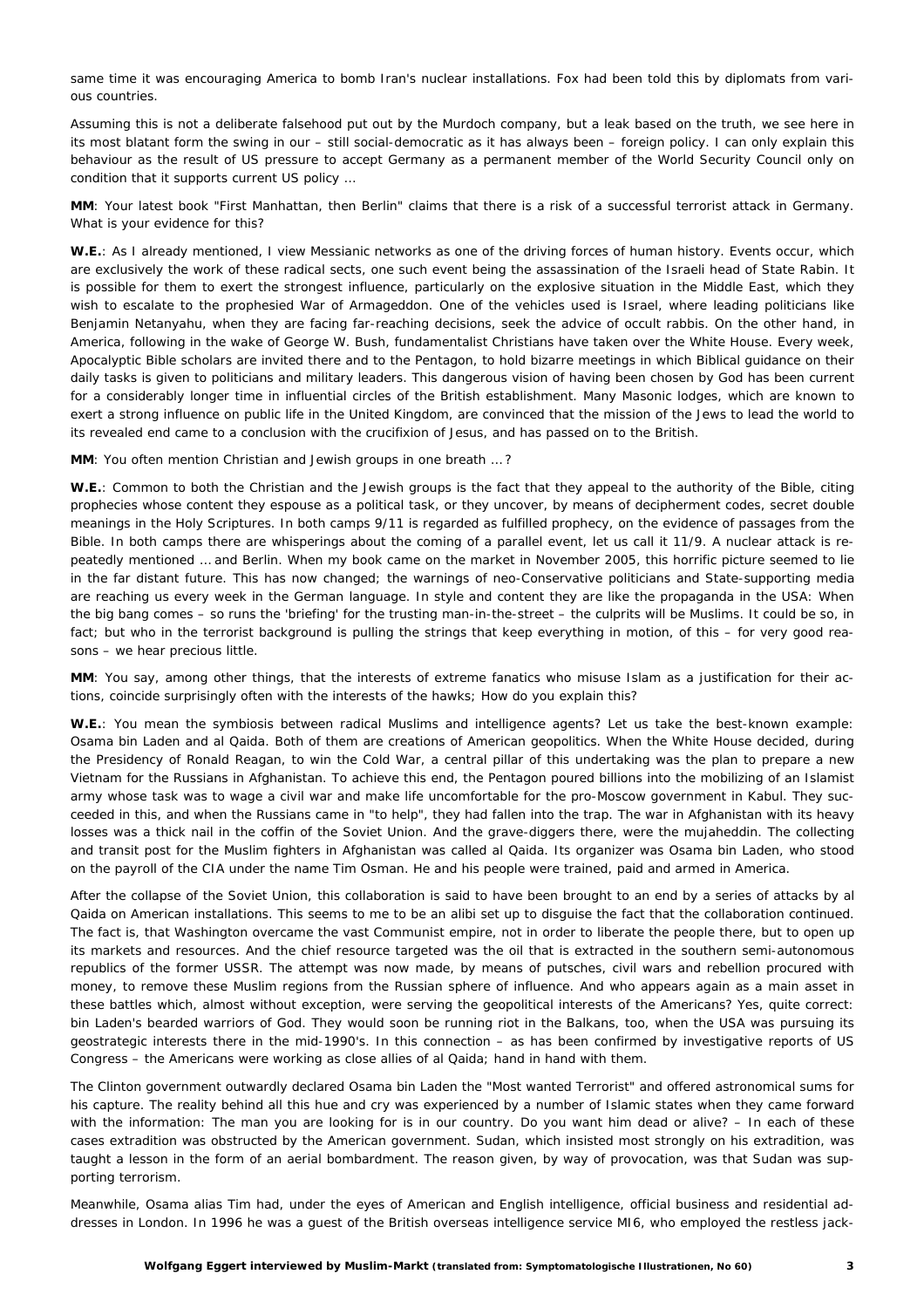same time it was encouraging America to bomb Iran's nuclear installations. Fox had been told this by diplomats from various countries.

Assuming this is not a deliberate falsehood put out by the Murdoch company, but a leak based on the truth, we see here in its most blatant form the swing in our – still social-democratic as it has always been – foreign policy. I can only explain this behaviour as the result of US pressure to accept Germany as a permanent member of the World Security Council only on condition that it supports current US policy …

**MM**: Your latest book "First Manhattan, then Berlin" claims that there is a risk of a successful terrorist attack in Germany. What is your evidence for this?

**W.E.**: As I already mentioned, I view Messianic networks as one of the driving forces of human history. Events occur, which are exclusively the work of these radical sects, one such event being the assassination of the Israeli head of State Rabin. It is possible for them to exert the strongest influence, particularly on the explosive situation in the Middle East, which they wish to escalate to the prophesied War of Armageddon. One of the vehicles used is Israel, where leading politicians like Benjamin Netanyahu, when they are facing far-reaching decisions, seek the advice of occult rabbis. On the other hand, in America, following in the wake of George W. Bush, fundamentalist Christians have taken over the White House. Every week, Apocalyptic Bible scholars are invited there and to the Pentagon, to hold bizarre meetings in which Biblical guidance on their daily tasks is given to politicians and military leaders. This dangerous vision of having been chosen by God has been current for a considerably longer time in influential circles of the British establishment. Many Masonic lodges, which are known to exert a strong influence on public life in the United Kingdom, are convinced that the mission of the Jews to lead the world to its revealed end came to a conclusion with the crucifixion of Jesus, and has passed on to the British.

**MM**: You often mention Christian and Jewish groups in one breath … ?

**W.E.**: Common to both the Christian and the Jewish groups is the fact that they appeal to the authority of the Bible, citing prophecies whose content they espouse as a political task, or they uncover, by means of decipherment codes, secret double meanings in the Holy Scriptures. In both camps 9/11 is regarded as fulfilled prophecy, on the evidence of passages from the Bible. In both camps there are whisperings about the coming of a parallel event, let us call it 11/9. A nuclear attack is repeatedly mentioned … and Berlin. When my book came on the market in November 2005, this horrific picture seemed to lie in the far distant future. This has now changed; the warnings of neo-Conservative politicians and State-supporting media are reaching us every week in the German language. In style and content they are like the propaganda in the USA: When the big bang comes – so runs the 'briefing' for the trusting man-in-the-street – the culprits will be Muslims. It could be so, in fact; but who in the terrorist background is pulling the strings that keep everything in motion, of this – for very good reasons – we hear precious little.

**MM**: You say, among other things, that the interests of extreme fanatics who misuse Islam as a justification for their actions, coincide surprisingly often with the interests of the hawks; How do you explain this?

**W.E.**: You mean the symbiosis between radical Muslims and intelligence agents? Let us take the best-known example: Osama bin Laden and al Qaida. Both of them are creations of American geopolitics. When the White House decided, during the Presidency of Ronald Reagan, to win the Cold War, a central pillar of this undertaking was the plan to prepare a new Vietnam for the Russians in Afghanistan. To achieve this end, the Pentagon poured billions into the mobilizing of an Islamist army whose task was to wage a civil war and make life uncomfortable for the pro-Moscow government in Kabul. They succeeded in this, and when the Russians came in "to help", they had fallen into the trap. The war in Afghanistan with its heavy losses was a thick nail in the coffin of the Soviet Union. And the grave-diggers there, were the mujaheddin. The collecting and transit post for the Muslim fighters in Afghanistan was called al Qaida. Its organizer was Osama bin Laden, who stood on the payroll of the CIA under the name Tim Osman. He and his people were trained, paid and armed in America.

After the collapse of the Soviet Union, this collaboration is said to have been brought to an end by a series of attacks by al Qaida on American installations. This seems to me to be an alibi set up to disguise the fact that the collaboration continued. The fact is, that Washington overcame the vast Communist empire, not in order to liberate the people there, but to open up its markets and resources. And the chief resource targeted was the oil that is extracted in the southern semi-autonomous republics of the former USSR. The attempt was now made, by means of putsches, civil wars and rebellion procured with money, to remove these Muslim regions from the Russian sphere of influence. And who appears again as a main asset in these battles which, almost without exception, were serving the geopolitical interests of the Americans? Yes, quite correct: bin Laden's bearded warriors of God. They would soon be running riot in the Balkans, too, when the USA was pursuing its geostrategic interests there in the mid-1990's. In this connection – as has been confirmed by investigative reports of US Congress – the Americans were working as close allies of al Qaida; hand in hand with them.

The Clinton government outwardly declared Osama bin Laden the "Most wanted Terrorist" and offered astronomical sums for his capture. The reality behind all this hue and cry was experienced by a number of Islamic states when they came forward with the information: The man you are looking for is in our country. Do you want him dead or alive? – In each of these cases extradition was obstructed by the American government. Sudan, which insisted most strongly on his extradition, was taught a lesson in the form of an aerial bombardment. The reason given, by way of provocation, was that Sudan was supporting terrorism.

Meanwhile, Osama alias Tim had, under the eyes of American and English intelligence, official business and residential addresses in London. In 1996 he was a guest of the British overseas intelligence service MI6, who employed the restless jack-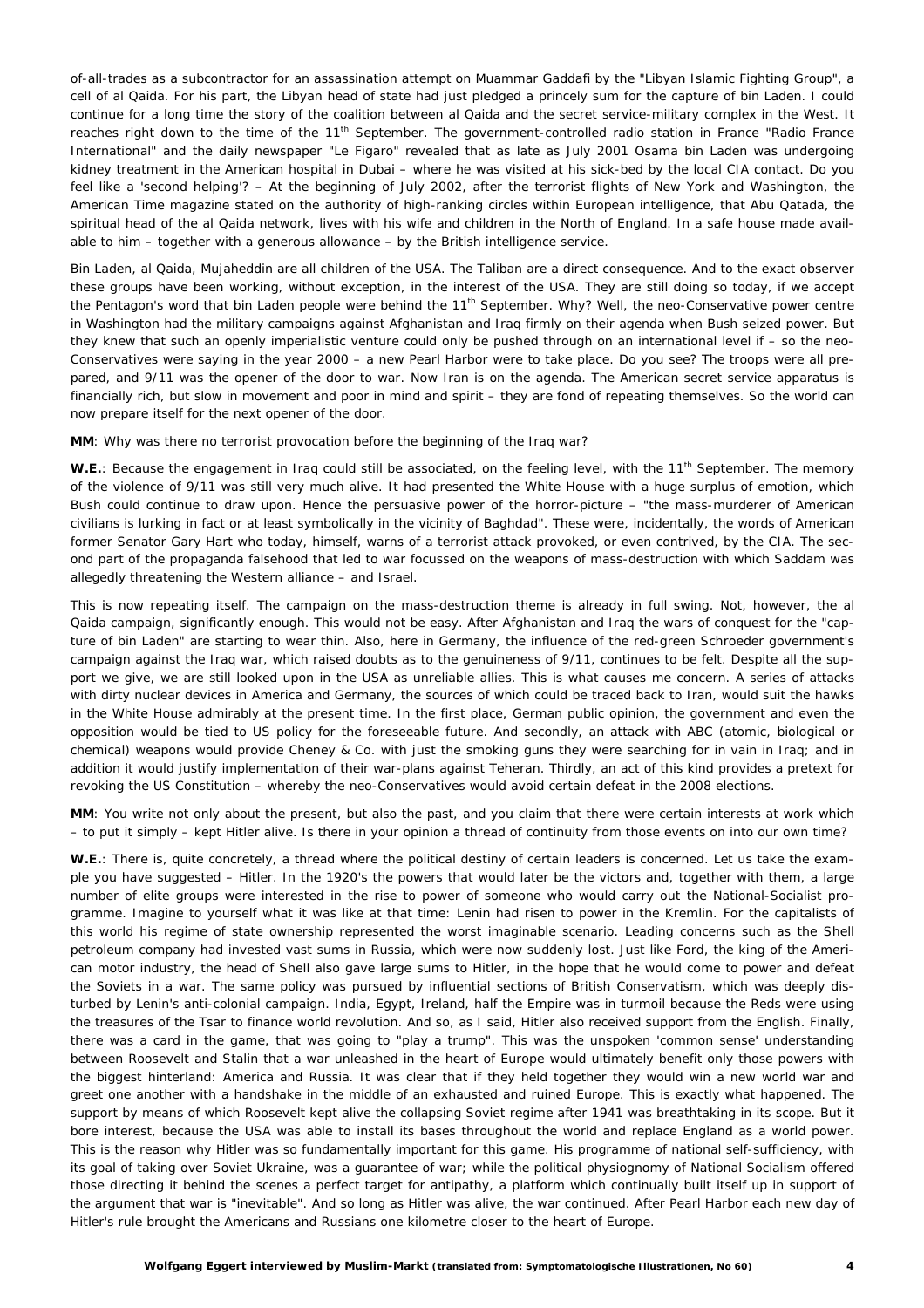of-all-trades as a subcontractor for an assassination attempt on Muammar Gaddafi by the "Libyan Islamic Fighting Group", a cell of al Qaida. For his part, the Libyan head of state had just pledged a princely sum for the capture of bin Laden. I could continue for a long time the story of the coalition between al Qaida and the secret service-military complex in the West. It reaches right down to the time of the 11th September. The government-controlled radio station in France "Radio France International" and the daily newspaper "Le Figaro" revealed that as late as July 2001 Osama bin Laden was undergoing kidney treatment in the American hospital in Dubai – where he was visited at his sick-bed by the local CIA contact. Do you feel like a 'second helping'? – At the beginning of July 2002, after the terrorist flights of New York and Washington, the American Time magazine stated on the authority of high-ranking circles within European intelligence, that Abu Qatada, the spiritual head of the al Qaida network, lives with his wife and children in the North of England. In a safe house made available to him – together with a generous allowance – by the British intelligence service.

Bin Laden, al Qaida, Mujaheddin are all children of the USA. The Taliban are a direct consequence. And to the exact observer these groups have been working, without exception, in the interest of the USA. They are still doing so today, if we accept the Pentagon's word that bin Laden people were behind the 11th September. Why? Well, the neo-Conservative power centre in Washington had the military campaigns against Afghanistan and Iraq firmly on their agenda when Bush seized power. But they knew that such an openly imperialistic venture could only be pushed through on an international level if – so the neo-Conservatives were saying in the year 2000 – a new Pearl Harbor were to take place. Do you see? The troops were all prepared, and 9/11 was the opener of the door to war. Now Iran is on the agenda. The American secret service apparatus is financially rich, but slow in movement and poor in mind and spirit – they are fond of repeating themselves. So the world can now prepare itself for the next opener of the door.

**MM**: Why was there no terrorist provocation before the beginning of the Iraq war?

**W.E.**: Because the engagement in Iraq could still be associated, on the feeling level, with the 11th September. The memory of the violence of 9/11 was still very much alive. It had presented the White House with a huge surplus of emotion, which Bush could continue to draw upon. Hence the persuasive power of the horror-picture – "the mass-murderer of American civilians is lurking in fact or at least symbolically in the vicinity of Baghdad". These were, incidentally, the words of American former Senator Gary Hart who today, himself, warns of a terrorist attack provoked, or even contrived, by the CIA. The second part of the propaganda falsehood that led to war focussed on the weapons of mass-destruction with which Saddam was allegedly threatening the Western alliance – and Israel.

This is now repeating itself. The campaign on the mass-destruction theme is already in full swing. Not, however, the al Qaida campaign, significantly enough. This would not be easy. After Afghanistan and Iraq the wars of conquest for the "capture of bin Laden" are starting to wear thin. Also, here in Germany, the influence of the red-green Schroeder government's campaign against the Iraq war, which raised doubts as to the genuineness of 9/11, continues to be felt. Despite all the support we give, we are still looked upon in the USA as unreliable allies. This is what causes me concern. A series of attacks with dirty nuclear devices in America and Germany, the sources of which could be traced back to Iran, would suit the hawks in the White House admirably at the present time. In the first place, German public opinion, the government and even the opposition would be tied to US policy for the foreseeable future. And secondly, an attack with ABC (atomic, biological or chemical) weapons would provide Cheney & Co. with just the smoking guns they were searching for in vain in Iraq; and in addition it would justify implementation of their war-plans against Teheran. Thirdly, an act of this kind provides a pretext for revoking the US Constitution – whereby the neo-Conservatives would avoid certain defeat in the 2008 elections.

**MM**: You write not only about the present, but also the past, and you claim that there were certain interests at work which – to put it simply – kept Hitler alive. Is there in your opinion a thread of continuity from those events on into our own time?

**W.E.**: There is, quite concretely, a thread where the political destiny of certain leaders is concerned. Let us take the example you have suggested – Hitler. In the 1920's the powers that would later be the victors and, together with them, a large number of elite groups were interested in the rise to power of someone who would carry out the National-Socialist programme. Imagine to yourself what it was like at that time: Lenin had risen to power in the Kremlin. For the capitalists of this world his regime of state ownership represented the worst imaginable scenario. Leading concerns such as the Shell petroleum company had invested vast sums in Russia, which were now suddenly lost. Just like Ford, the king of the American motor industry, the head of Shell also gave large sums to Hitler, in the hope that he would come to power and defeat the Soviets in a war. The same policy was pursued by influential sections of British Conservatism, which was deeply disturbed by Lenin's anti-colonial campaign. India, Egypt, Ireland, half the Empire was in turmoil because the Reds were using the treasures of the Tsar to finance world revolution. And so, as I said, Hitler also received support from the English. Finally, there was a card in the game, that was going to "play a trump". This was the unspoken 'common sense' understanding between Roosevelt and Stalin that a war unleashed in the heart of Europe would ultimately benefit only those powers with the biggest hinterland: America and Russia. It was clear that if they held together they would win a new world war and greet one another with a handshake in the middle of an exhausted and ruined Europe. This is exactly what happened. The support by means of which Roosevelt kept alive the collapsing Soviet regime after 1941 was breathtaking in its scope. But it bore interest, because the USA was able to install its bases throughout the world and replace England as a world power. This is the reason why Hitler was so fundamentally important for this game. His programme of national self-sufficiency, with its goal of taking over Soviet Ukraine, was a guarantee of war; while the political physiognomy of National Socialism offered those directing it behind the scenes a perfect target for antipathy, a platform which continually built itself up in support of the argument that war is "inevitable". And so long as Hitler was alive, the war continued. After Pearl Harbor each new day of Hitler's rule brought the Americans and Russians one kilometre closer to the heart of Europe.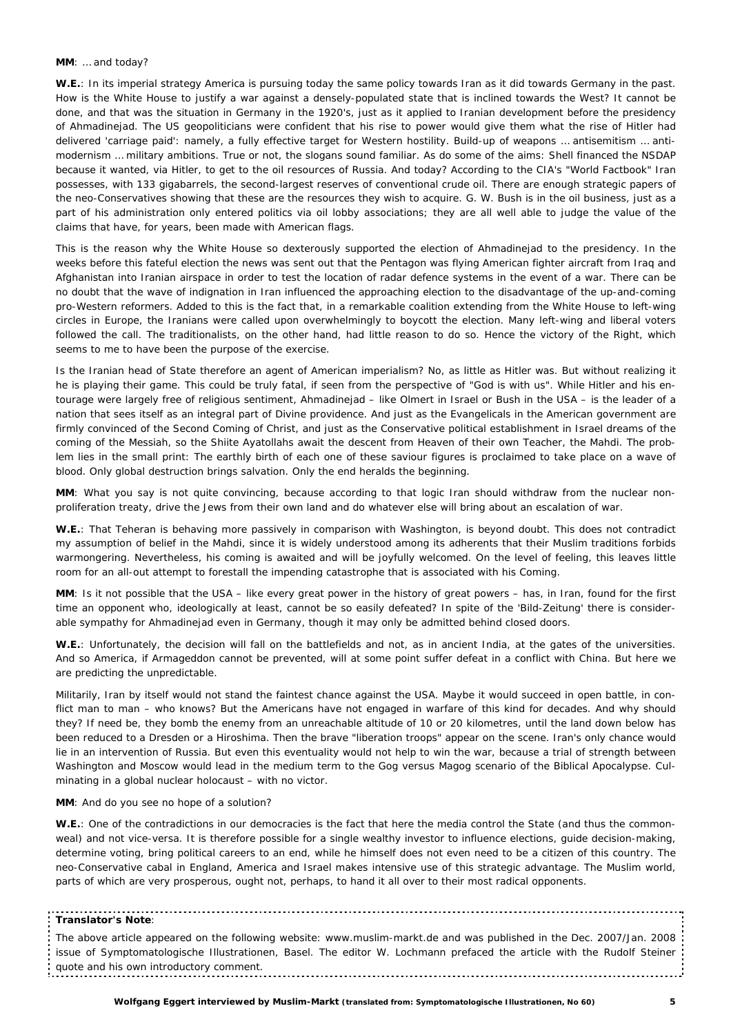**MM**: ... and today?

**W.E.**: *In its imperial strategy America is pursuing today the same policy towards Iran as it did towards Germany in the past. How is the White House to justify a war against a densely-populated state that is inclined towards the West? It cannot be done, and that was the situation in Germany in the 1920's, just as it applied to Iranian development before the presidency of Ahmadinejad. The US geopoliticians were confident that his rise to power would give them what the rise of Hitler had delivered 'carriage paid': namely, a fully effective target for Western hostility. Build-up of weapons ... antisemitism ... anti-modernism ... military ambitions. True or not, the slogans sound familiar. As do some of the aims: Shell financed the NSDAP because it wanted, via Hitler, to get to the oil resources of Russia. And today? According to the CIA's "World Factbook" Iran possesses, with 133 gigabarrels, the second-largest reserves of conventional crude oil. There are enough strategic papers of the neo-Conservatives showing that these are the resources they wish to acquire. G. W. Bush is in the oil business, just as a part of his administration only entered politics via oil lobby associations; they are all well able to judge the value of the claims that have, for years, been made with American flags.*

*This is the reason why the White House so dexterously supported the election of Ahmadinejad to the presidency. In the weeks before this fateful election the news was sent out that the Pentagon was flying American fighter aircraft from Iraq and Afghanistan into Iranian airspace in order to test the location of radar defence systems in the event of a war. There can be no doubt that the wave of indignation in Iran influenced the approaching election to the disadvantage of the up-and-coming pro-Western reformers. Added to this is the fact that, in a remarkable coalition extending from the White House to left-wing circles in Europe, the Iranians were called upon overwhelmingly to boycott the election. Many left-wing and liberal voters followed the call. The traditionalists, on the other hand, had little reason to do so. Hence the victory of the Right, which seems to me to have been the purpose of the exercise.*

*Is the Iranian head of State therefore an agent of American imperialism? No, as little as Hitler was. But without realizing it he is playing their game. This could be truly fatal, if seen from the perspective of "God is with us". While Hitler and his entourage were largely free of religious sentiment, Ahmadinejad – like Olmert in Israel or Bush in the USA – is the leader of a nation that sees itself as an integral part of Divine providence. And just as the Evangelicals in the American government are firmly convinced of the Second Coming of Christ, and just as the Conservative political establishment in Israel dreams of the coming of the Messiah, so the Shiite Ayatollahs await the descent from Heaven of their own Teacher, the Mahdi. The problem lies in the small print: The earthly birth of each one of these saviour figures is proclaimed to take place on a wave of blood. Only global destruction brings salvation. Only the end heralds the beginning.*

**MM**: What you say is not quite convincing, because according to that logic Iran should withdraw from the nuclear non-proliferation treaty, drive the Jews from their own land and do whatever else will bring about an escalation of war.

**W.E.**: *That Teheran is behaving more passively in comparison with Washington, is beyond doubt. This does not contradict my assumption of belief in the Mahdi, since it is widely understood among its adherents that their Muslim traditions forbids warmongering. Nevertheless, his coming is awaited and will be joyfully welcomed. On the level of feeling, this leaves little room for an all-out attempt to forestall the impending catastrophe that is associated with his Coming.*

**MM**: Is it not possible that the USA – like every great power in the history of great powers – has, in Iran, found for the first time an opponent who, ideologically at least, cannot be so easily defeated? In spite of the 'Bild-Zeitung' there is considerable sympathy for Ahmadinejad even in Germany, though it may only be admitted behind closed doors.

**W.E.**: *Unfortunately, the decision will fall on the battlefields and not, as in ancient India, at the gates of the universities. And so America, if Armageddon cannot be prevented, will at some point suffer defeat in a conflict with China. But here we are predicting the unpredictable.*

*Militarily, Iran by itself would not stand the faintest chance against the USA. Maybe it would succeed in open battle, in conflict man to man – who knows? But the Americans have not engaged in warfare of this kind for decades. And why should they? If need be, they bomb the enemy from an unreachable altitude of 10 or 20 kilometres, until the land down below has been reduced to a Dresden or a Hiroshima. Then the brave "liberation troops" appear on the scene. Iran's only chance would lie in an intervention of Russia. But even this eventuality would not help to win the war, because a trial of strength between Washington and Moscow would lead in the medium term to the Gog versus Magog scenario of the Biblical Apocalypse. Culminating in a global nuclear holocaust – with no victor.*

**MM**: And do you see no hope of a solution?

**W.E.**: *One of the contradictions in our democracies is the fact that here the media control the State (and thus the commonweal) and not vice-versa. It is therefore possible for a single wealthy investor to influence elections, guide decision-making, determine voting, bring political careers to an end, while he himself does not even need to be a citizen of this country. The neo-Conservative cabal in England, America and Israel makes intensive use of this strategic advantage. The Muslim world, parts of which are very prosperous, ought not, perhaps, to hand it all over to their most radical opponents.*

---

**Translator's Note**:

The above article appeared on the following website: www.muslim-markt.de and was published in the Dec. 2007/Jan. 2008 issue of Symptomatologische Illustrationen, Basel. The editor W. Lochmann prefaced the article with the Rudolf Steiner quote and his own introductory comment.